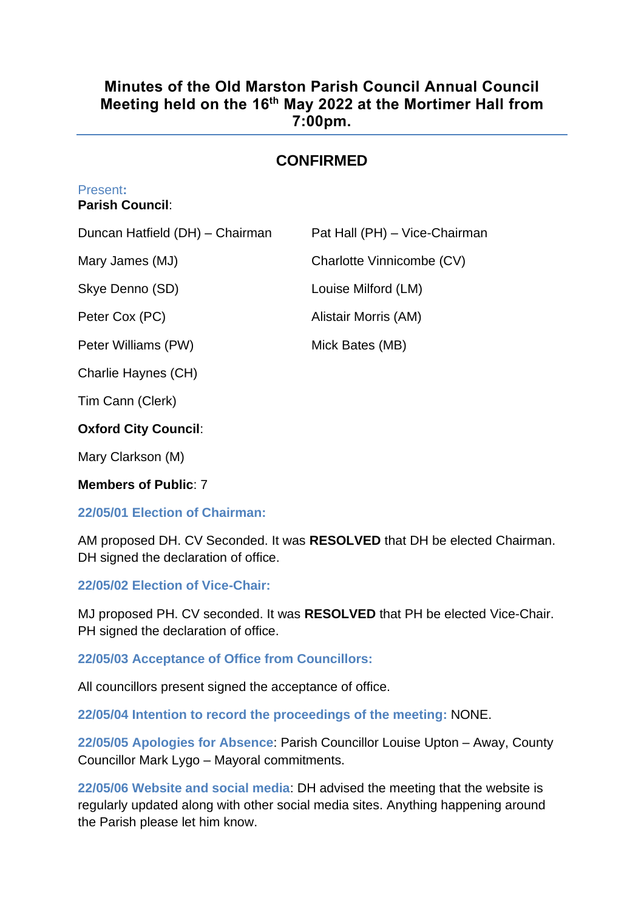# Minutes of the Old Marston Parish Council Annual Council Meeting held on the 16th May 2022 at the Mortimer Hall from 7:00pm.

## CONFIRMED

Present:

**Parish Council**:

Duncan Hatfield (DH) – Chairman

Pat Hall (PH) – Vice-Chairman

Mary James (MJ)

Charlotte Vinnicombe (CV)

Skye Denno (SD)

Louise Milford (LM)

Peter Cox (PC)

Alistair Morris (AM)

Peter Williams (PW)

Mick Bates (MB)

Charlie Haynes (CH)

Tim Cann (Clerk)

**Oxford City Council**:

Mary Clarkson (M)

**Members of Public**: 7

### 22/05/01 Election of Chairman:

AM proposed DH. CV Seconded. It was **RESOLVED** that DH be elected Chairman. DH signed the declaration of office.

### 22/05/02 Election of Vice-Chair:

MJ proposed PH. CV seconded. It was **RESOLVED** that PH be elected Vice-Chair. PH signed the declaration of office.

### 22/05/03 Acceptance of Office from Councillors:

All councillors present signed the acceptance of office.

**22/05/04 Intention to record the proceedings of the meeting:** NONE.

**22/05/05 Apologies for Absence**: Parish Councillor Louise Upton – Away, County Councillor Mark Lygo – Mayoral commitments.

**22/05/06 Website and social media**: DH advised the meeting that the website is regularly updated along with other social media sites. Anything happening around the Parish please let him know.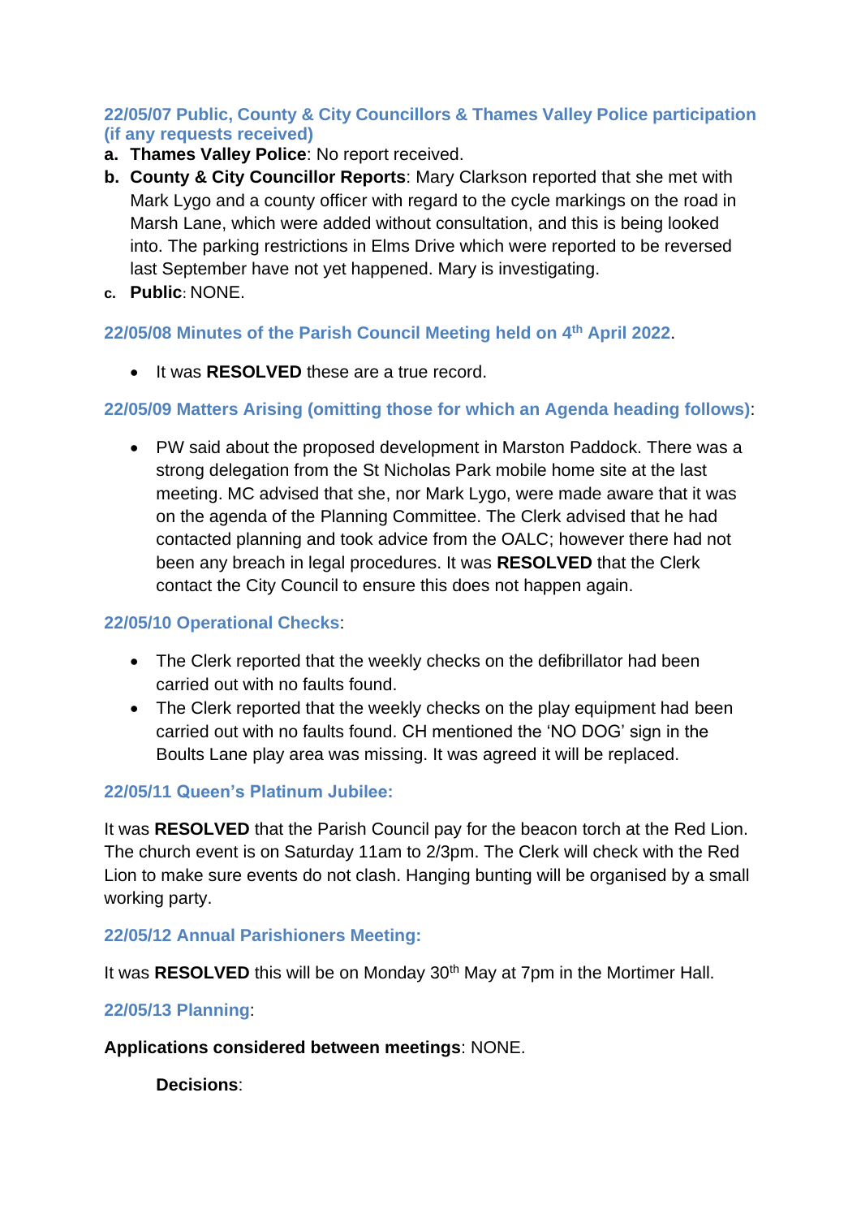### 22/05/07 Public, County & City Councillors & Thames Valley Police participation (if any requests received)

a. **Thames Valley Police**: No report received.
b. **County & City Councillor Reports**: Mary Clarkson reported that she met with Mark Lygo and a county officer with regard to the cycle markings on the road in Marsh Lane, which were added without consultation, and this is being looked into. The parking restrictions in Elms Drive which were reported to be reversed last September have not yet happened. Mary is investigating.
c. **Public**: NONE.

### 22/05/08 Minutes of the Parish Council Meeting held on 4th April 2022.

- It was **RESOLVED** these are a true record.

### 22/05/09 Matters Arising (omitting those for which an Agenda heading follows):

- PW said about the proposed development in Marston Paddock. There was a strong delegation from the St Nicholas Park mobile home site at the last meeting. MC advised that she, nor Mark Lygo, were made aware that it was on the agenda of the Planning Committee. The Clerk advised that he had contacted planning and took advice from the OALC; however there had not been any breach in legal procedures. It was **RESOLVED** that the Clerk contact the City Council to ensure this does not happen again.

### 22/05/10 Operational Checks:

- The Clerk reported that the weekly checks on the defibrillator had been carried out with no faults found.
- The Clerk reported that the weekly checks on the play equipment had been carried out with no faults found. CH mentioned the 'NO DOG' sign in the Boults Lane play area was missing. It was agreed it will be replaced.

### 22/05/11 Queen's Platinum Jubilee:

It was **RESOLVED** that the Parish Council pay for the beacon torch at the Red Lion. The church event is on Saturday 11am to 2/3pm. The Clerk will check with the Red Lion to make sure events do not clash. Hanging bunting will be organised by a small working party.

### 22/05/12 Annual Parishioners Meeting:

It was **RESOLVED** this will be on Monday 30th May at 7pm in the Mortimer Hall.

### 22/05/13 Planning:

**Applications considered between meetings**: NONE.

**Decisions**: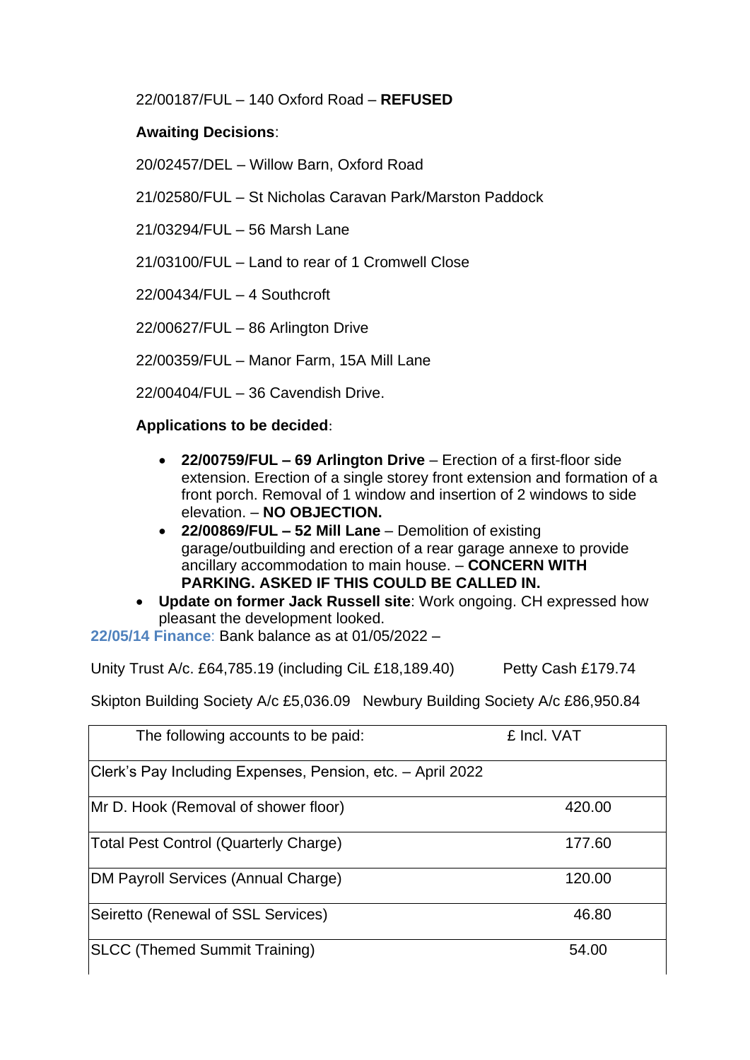22/00187/FUL – 140 Oxford Road – **REFUSED**

**Awaiting Decisions**:

20/02457/DEL – Willow Barn, Oxford Road

21/02580/FUL – St Nicholas Caravan Park/Marston Paddock

21/03294/FUL – 56 Marsh Lane

21/03100/FUL – Land to rear of 1 Cromwell Close

22/00434/FUL – 4 Southcroft

22/00627/FUL – 86 Arlington Drive

22/00359/FUL – Manor Farm, 15A Mill Lane

22/00404/FUL – 36 Cavendish Drive.

**Applications to be decided**:

- **22/00759/FUL – 69 Arlington Drive** – Erection of a first-floor side extension. Erection of a single storey front extension and formation of a front porch. Removal of 1 window and insertion of 2 windows to side elevation. – **NO OBJECTION.**
- **22/00869/FUL – 52 Mill Lane** – Demolition of existing garage/outbuilding and erection of a rear garage annexe to provide ancillary accommodation to main house. – **CONCERN WITH PARKING. ASKED IF THIS COULD BE CALLED IN.**

- **Update on former Jack Russell site**: Work ongoing. CH expressed how pleasant the development looked.

**22/05/14 Finance**: Bank balance as at 01/05/2022 –

Unity Trust A/c. £64,785.19 (including CiL £18,189.40) Petty Cash £179.74

Skipton Building Society A/c £5,036.09 Newbury Building Society A/c £86,950.84

| The following accounts to be paid: | £ Incl. VAT |
|---|---|
| Clerk's Pay Including Expenses, Pension, etc. – April 2022 | |
| Mr D. Hook (Removal of shower floor) | 420.00 |
| Total Pest Control (Quarterly Charge) | 177.60 |
| DM Payroll Services (Annual Charge) | 120.00 |
| Seiretto (Renewal of SSL Services) | 46.80 |
| SLCC (Themed Summit Training) | 54.00 |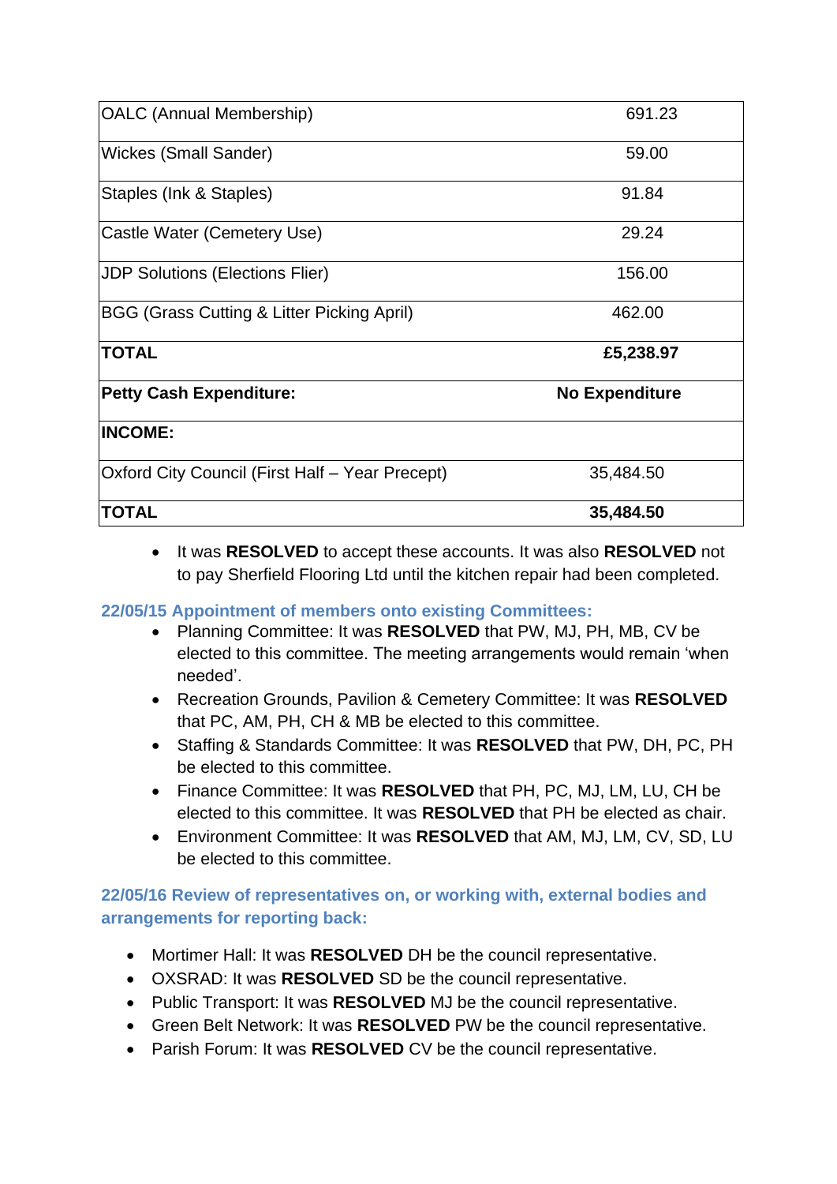| | |
|---|---|
| OALC (Annual Membership) | 691.23 |
| Wickes (Small Sander) | 59.00 |
| Staples (Ink & Staples) | 91.84 |
| Castle Water (Cemetery Use) | 29.24 |
| JDP Solutions (Elections Flier) | 156.00 |
| BGG (Grass Cutting & Litter Picking April) | 462.00 |
| **TOTAL** | **£5,238.97** |
| **Petty Cash Expenditure:** | **No Expenditure** |
| **INCOME:** | |
| Oxford City Council (First Half – Year Precept) | 35,484.50 |
| **TOTAL** | **35,484.50** |

- It was **RESOLVED** to accept these accounts. It was also **RESOLVED** not to pay Sherfield Flooring Ltd until the kitchen repair had been completed.

### 22/05/15 Appointment of members onto existing Committees:

- Planning Committee: It was **RESOLVED** that PW, MJ, PH, MB, CV be elected to this committee. The meeting arrangements would remain 'when needed'.
- Recreation Grounds, Pavilion & Cemetery Committee: It was **RESOLVED** that PC, AM, PH, CH & MB be elected to this committee.
- Staffing & Standards Committee: It was **RESOLVED** that PW, DH, PC, PH be elected to this committee.
- Finance Committee: It was **RESOLVED** that PH, PC, MJ, LM, LU, CH be elected to this committee. It was **RESOLVED** that PH be elected as chair.
- Environment Committee: It was **RESOLVED** that AM, MJ, LM, CV, SD, LU be elected to this committee.

### 22/05/16 Review of representatives on, or working with, external bodies and arrangements for reporting back:

- Mortimer Hall: It was **RESOLVED** DH be the council representative.
- OXSRAD: It was **RESOLVED** SD be the council representative.
- Public Transport: It was **RESOLVED** MJ be the council representative.
- Green Belt Network: It was **RESOLVED** PW be the council representative.
- Parish Forum: It was **RESOLVED** CV be the council representative.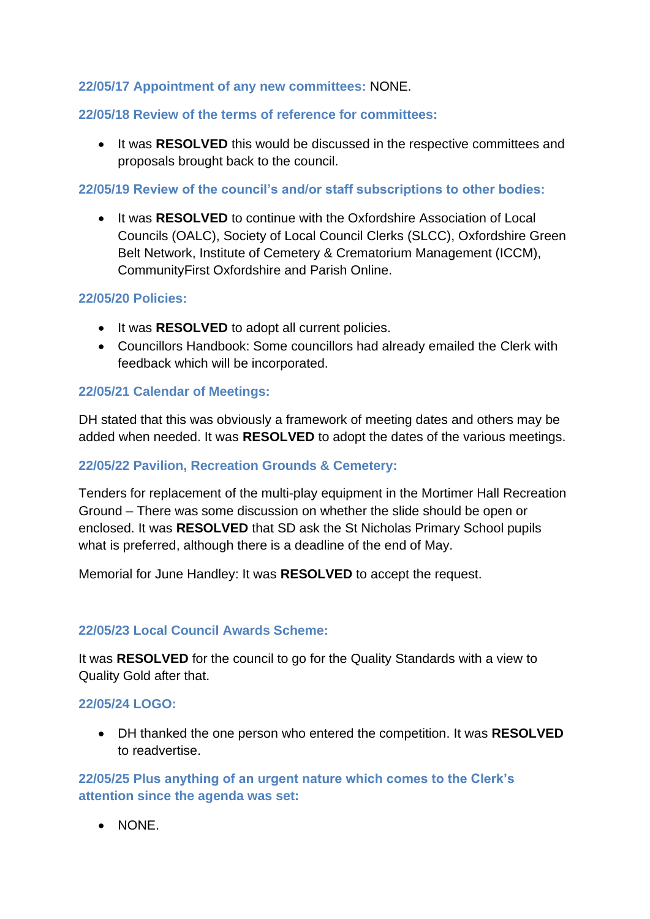### 22/05/17 Appointment of any new committees: NONE.

### 22/05/18 Review of the terms of reference for committees:

- It was **RESOLVED** this would be discussed in the respective committees and proposals brought back to the council.

### 22/05/19 Review of the council's and/or staff subscriptions to other bodies:

- It was **RESOLVED** to continue with the Oxfordshire Association of Local Councils (OALC), Society of Local Council Clerks (SLCC), Oxfordshire Green Belt Network, Institute of Cemetery & Crematorium Management (ICCM), CommunityFirst Oxfordshire and Parish Online.

### 22/05/20 Policies:

- It was **RESOLVED** to adopt all current policies.
- Councillors Handbook: Some councillors had already emailed the Clerk with feedback which will be incorporated.

### 22/05/21 Calendar of Meetings:

DH stated that this was obviously a framework of meeting dates and others may be added when needed. It was **RESOLVED** to adopt the dates of the various meetings.

### 22/05/22 Pavilion, Recreation Grounds & Cemetery:

Tenders for replacement of the multi-play equipment in the Mortimer Hall Recreation Ground – There was some discussion on whether the slide should be open or enclosed. It was **RESOLVED** that SD ask the St Nicholas Primary School pupils what is preferred, although there is a deadline of the end of May.

Memorial for June Handley: It was **RESOLVED** to accept the request.

### 22/05/23 Local Council Awards Scheme:

It was **RESOLVED** for the council to go for the Quality Standards with a view to Quality Gold after that.

### 22/05/24 LOGO:

- DH thanked the one person who entered the competition. It was **RESOLVED** to readvertise.

### 22/05/25 Plus anything of an urgent nature which comes to the Clerk's attention since the agenda was set:

- NONE.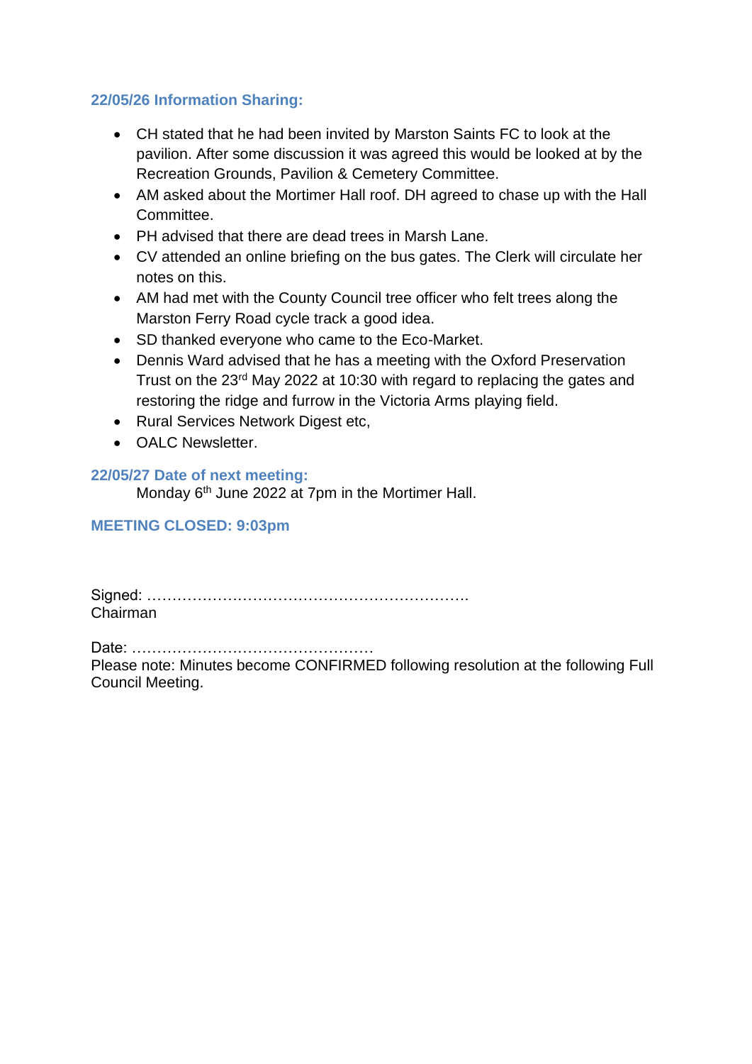### 22/05/26 Information Sharing:

- CH stated that he had been invited by Marston Saints FC to look at the pavilion. After some discussion it was agreed this would be looked at by the Recreation Grounds, Pavilion & Cemetery Committee.
- AM asked about the Mortimer Hall roof. DH agreed to chase up with the Hall Committee.
- PH advised that there are dead trees in Marsh Lane.
- CV attended an online briefing on the bus gates. The Clerk will circulate her notes on this.
- AM had met with the County Council tree officer who felt trees along the Marston Ferry Road cycle track a good idea.
- SD thanked everyone who came to the Eco-Market.
- Dennis Ward advised that he has a meeting with the Oxford Preservation Trust on the 23rd May 2022 at 10:30 with regard to replacing the gates and restoring the ridge and furrow in the Victoria Arms playing field.
- Rural Services Network Digest etc,
- OALC Newsletter.

### 22/05/27 Date of next meeting:

Monday 6th June 2022 at 7pm in the Mortimer Hall.

### MEETING CLOSED: 9:03pm

Signed: ……………………………………………………….
Chairman

Date: …………………………………………
Please note: Minutes become CONFIRMED following resolution at the following Full Council Meeting.